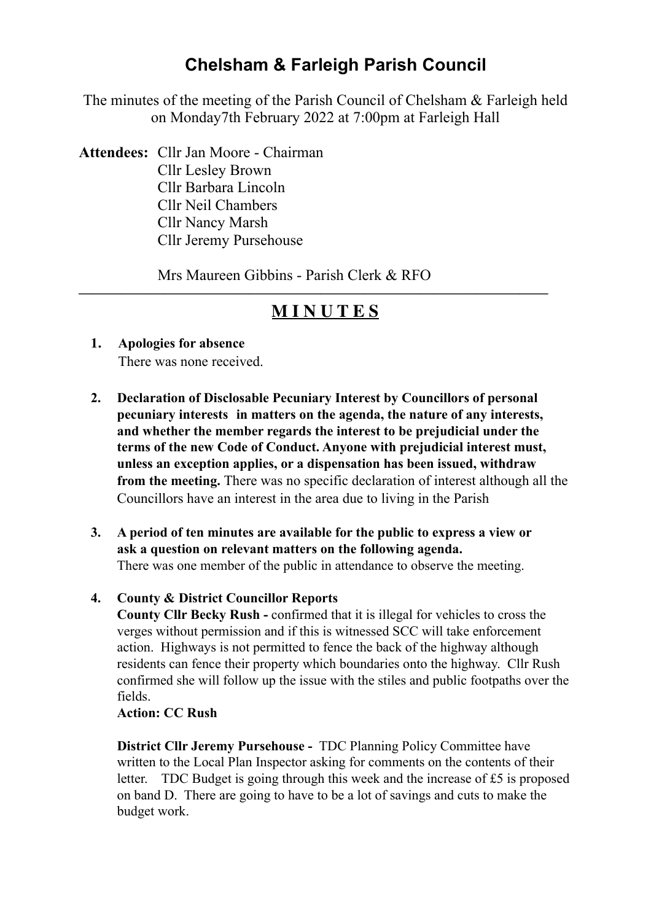# Chelsham & Farleigh Parish Council

The minutes of the meeting of the Parish Council of Chelsham & Farleigh held on Monday7th February 2022 at 7:00pm at Farleigh Hall

**Attendees:** Cllr Jan Moore - Chairman
Cllr Lesley Brown
Cllr Barbara Lincoln
Cllr Neil Chambers
Cllr Nancy Marsh
Cllr Jeremy Pursehouse

Mrs Maureen Gibbins - Parish Clerk & RFO

---

## M I N U T E S

1. **Apologies for absence**
   There was none received.

2. **Declaration of Disclosable Pecuniary Interest by Councillors of personal pecuniary interests in matters on the agenda, the nature of any interests, and whether the member regards the interest to be prejudicial under the terms of the new Code of Conduct. Anyone with prejudicial interest must, unless an exception applies, or a dispensation has been issued, withdraw from the meeting.** There was no specific declaration of interest although all the Councillors have an interest in the area due to living in the Parish

3. **A period of ten minutes are available for the public to express a view or ask a question on relevant matters on the following agenda.**
   There was one member of the public in attendance to observe the meeting.

4. **County & District Councillor Reports**
   **County Cllr Becky Rush -** confirmed that it is illegal for vehicles to cross the verges without permission and if this is witnessed SCC will take enforcement action. Highways is not permitted to fence the back of the highway although residents can fence their property which boundaries onto the highway. Cllr Rush confirmed she will follow up the issue with the stiles and public footpaths over the fields.
   **Action: CC Rush**

   **District Cllr Jeremy Pursehouse -** TDC Planning Policy Committee have written to the Local Plan Inspector asking for comments on the contents of their letter. TDC Budget is going through this week and the increase of £5 is proposed on band D. There are going to have to be a lot of savings and cuts to make the budget work.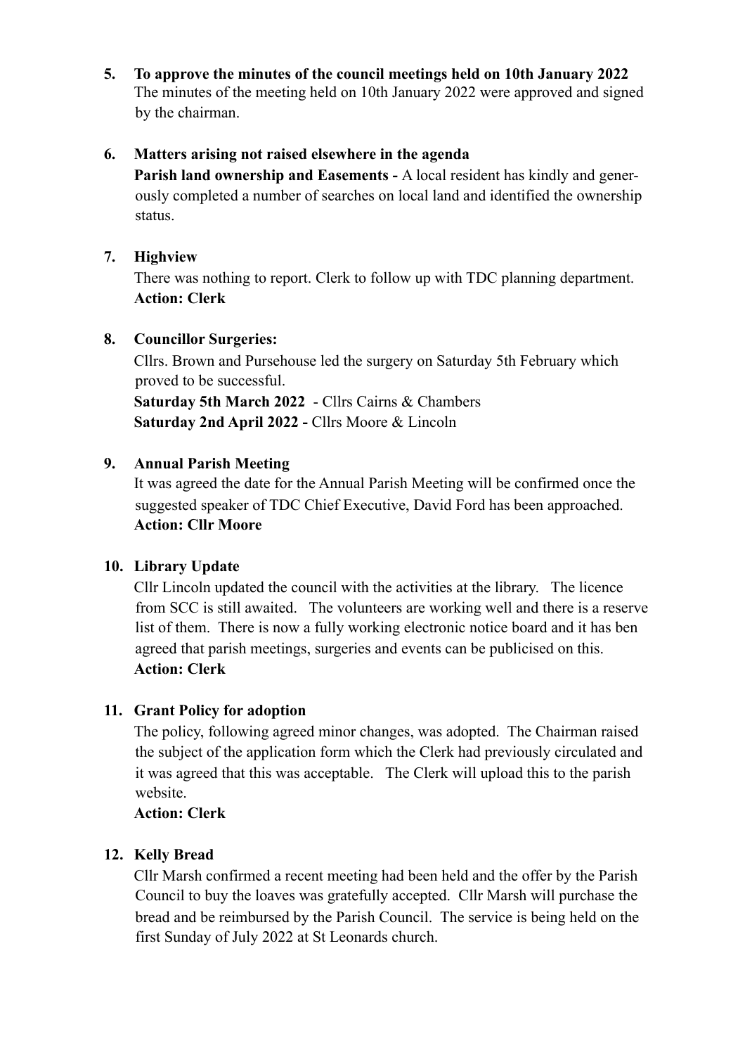**5. To approve the minutes of the council meetings held on 10th January 2022**

The minutes of the meeting held on 10th January 2022 were approved and signed by the chairman.

**6. Matters arising not raised elsewhere in the agenda**

**Parish land ownership and Easements -** A local resident has kindly and generously completed a number of searches on local land and identified the ownership status.

**7. Highview**

There was nothing to report. Clerk to follow up with TDC planning department.
**Action: Clerk**

**8. Councillor Surgeries:**

Cllrs. Brown and Pursehouse led the surgery on Saturday 5th February which proved to be successful.
**Saturday 5th March 2022** - Cllrs Cairns & Chambers
**Saturday 2nd April 2022 -** Cllrs Moore & Lincoln

**9. Annual Parish Meeting**

It was agreed the date for the Annual Parish Meeting will be confirmed once the suggested speaker of TDC Chief Executive, David Ford has been approached.
**Action: Cllr Moore**

**10. Library Update**

Cllr Lincoln updated the council with the activities at the library. The licence from SCC is still awaited. The volunteers are working well and there is a reserve list of them. There is now a fully working electronic notice board and it has ben agreed that parish meetings, surgeries and events can be publicised on this.
**Action: Clerk**

**11. Grant Policy for adoption**

The policy, following agreed minor changes, was adopted. The Chairman raised the subject of the application form which the Clerk had previously circulated and it was agreed that this was acceptable. The Clerk will upload this to the parish website.
**Action: Clerk**

**12. Kelly Bread**

Cllr Marsh confirmed a recent meeting had been held and the offer by the Parish Council to buy the loaves was gratefully accepted. Cllr Marsh will purchase the bread and be reimbursed by the Parish Council. The service is being held on the first Sunday of July 2022 at St Leonards church.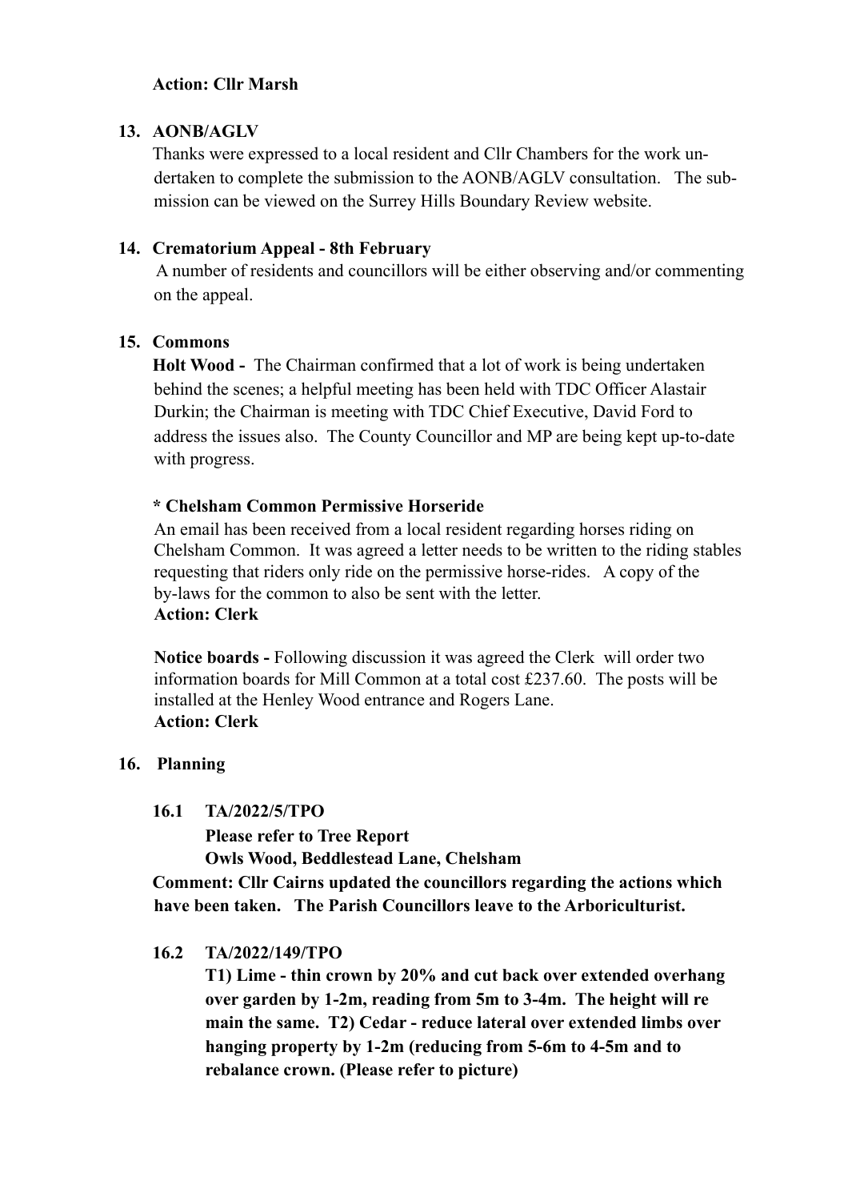**Action: Cllr Marsh**

**13. AONB/AGLV**

Thanks were expressed to a local resident and Cllr Chambers for the work undertaken to complete the submission to the AONB/AGLV consultation. The submission can be viewed on the Surrey Hills Boundary Review website.

**14. Crematorium Appeal - 8th February**

A number of residents and councillors will be either observing and/or commenting on the appeal.

**15. Commons**

**Holt Wood -** The Chairman confirmed that a lot of work is being undertaken behind the scenes; a helpful meeting has been held with TDC Officer Alastair Durkin; the Chairman is meeting with TDC Chief Executive, David Ford to address the issues also. The County Councillor and MP are being kept up-to-date with progress.

**\* Chelsham Common Permissive Horseride**

An email has been received from a local resident regarding horses riding on Chelsham Common. It was agreed a letter needs to be written to the riding stables requesting that riders only ride on the permissive horse-rides. A copy of the by-laws for the common to also be sent with the letter.
**Action: Clerk**

**Notice boards -** Following discussion it was agreed the Clerk will order two information boards for Mill Common at a total cost £237.60. The posts will be installed at the Henley Wood entrance and Rogers Lane.
**Action: Clerk**

**16. Planning**

**16.1 TA/2022/5/TPO**

**Please refer to Tree Report**
**Owls Wood, Beddlestead Lane, Chelsham**

**Comment: Cllr Cairns updated the councillors regarding the actions which have been taken. The Parish Councillors leave to the Arboriculturist.**

**16.2 TA/2022/149/TPO**

**T1) Lime - thin crown by 20% and cut back over extended overhang over garden by 1-2m, reading from 5m to 3-4m. The height will remain the same. T2) Cedar - reduce lateral over extended limbs over hanging property by 1-2m (reducing from 5-6m to 4-5m and to rebalance crown. (Please refer to picture)**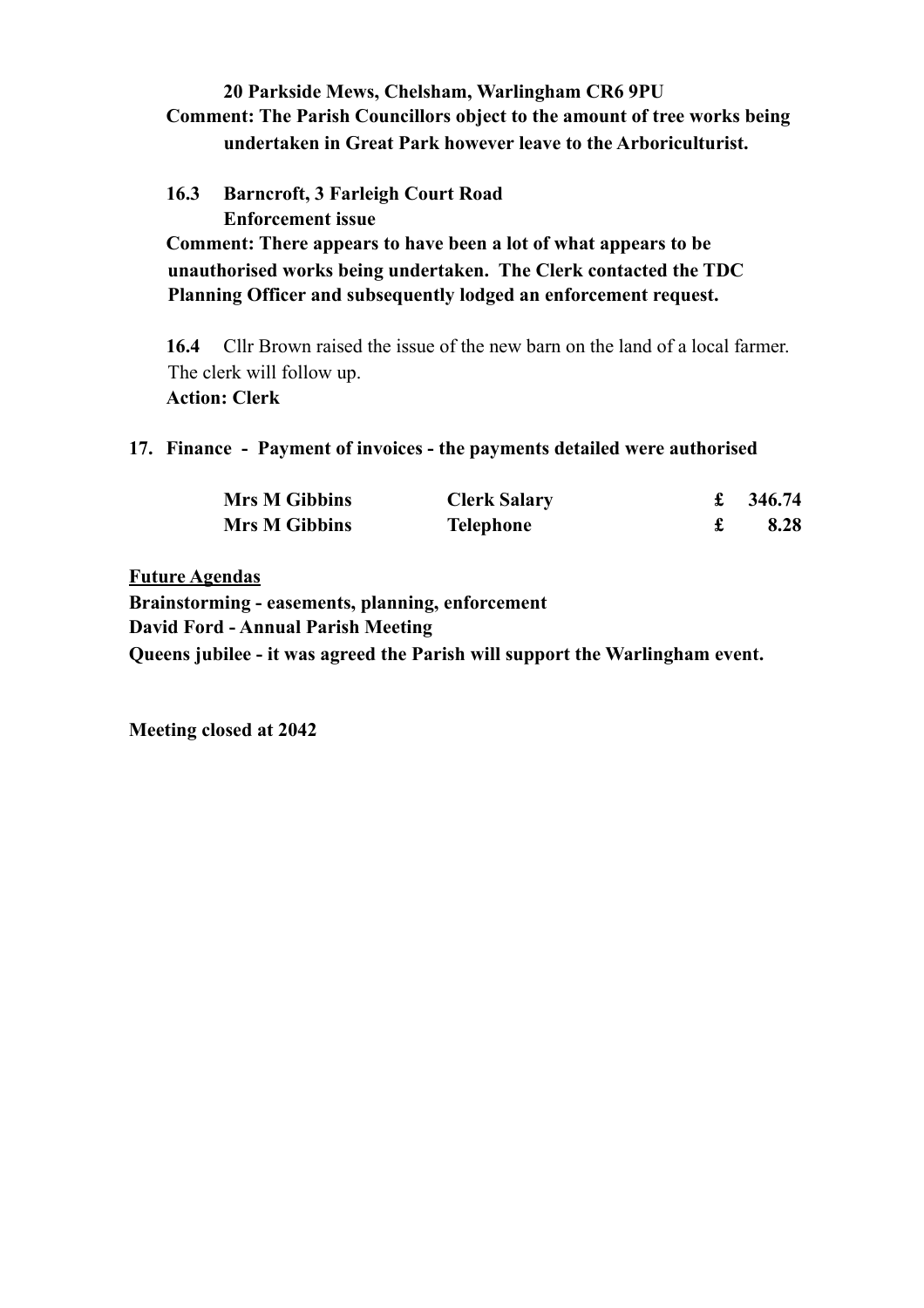**20 Parkside Mews, Chelsham, Warlingham CR6 9PU**

**Comment: The Parish Councillors object to the amount of tree works being undertaken in Great Park however leave to the Arboriculturist.**

**16.3 Barncroft, 3 Farleigh Court Road**
**Enforcement issue**

**Comment: There appears to have been a lot of what appears to be unauthorised works being undertaken. The Clerk contacted the TDC Planning Officer and subsequently lodged an enforcement request.**

**16.4** Cllr Brown raised the issue of the new barn on the land of a local farmer. The clerk will follow up.
**Action: Clerk**

**17. Finance - Payment of invoices - the payments detailed were authorised**

| | | | |
|---|---|---|---|
| **Mrs M Gibbins** | **Clerk Salary** | **£** | **346.74** |
| **Mrs M Gibbins** | **Telephone** | **£** | **8.28** |

**<u>Future Agendas</u>**

**Brainstorming - easements, planning, enforcement**
**David Ford - Annual Parish Meeting**
**Queens jubilee - it was agreed the Parish will support the Warlingham event.**

**Meeting closed at 2042**